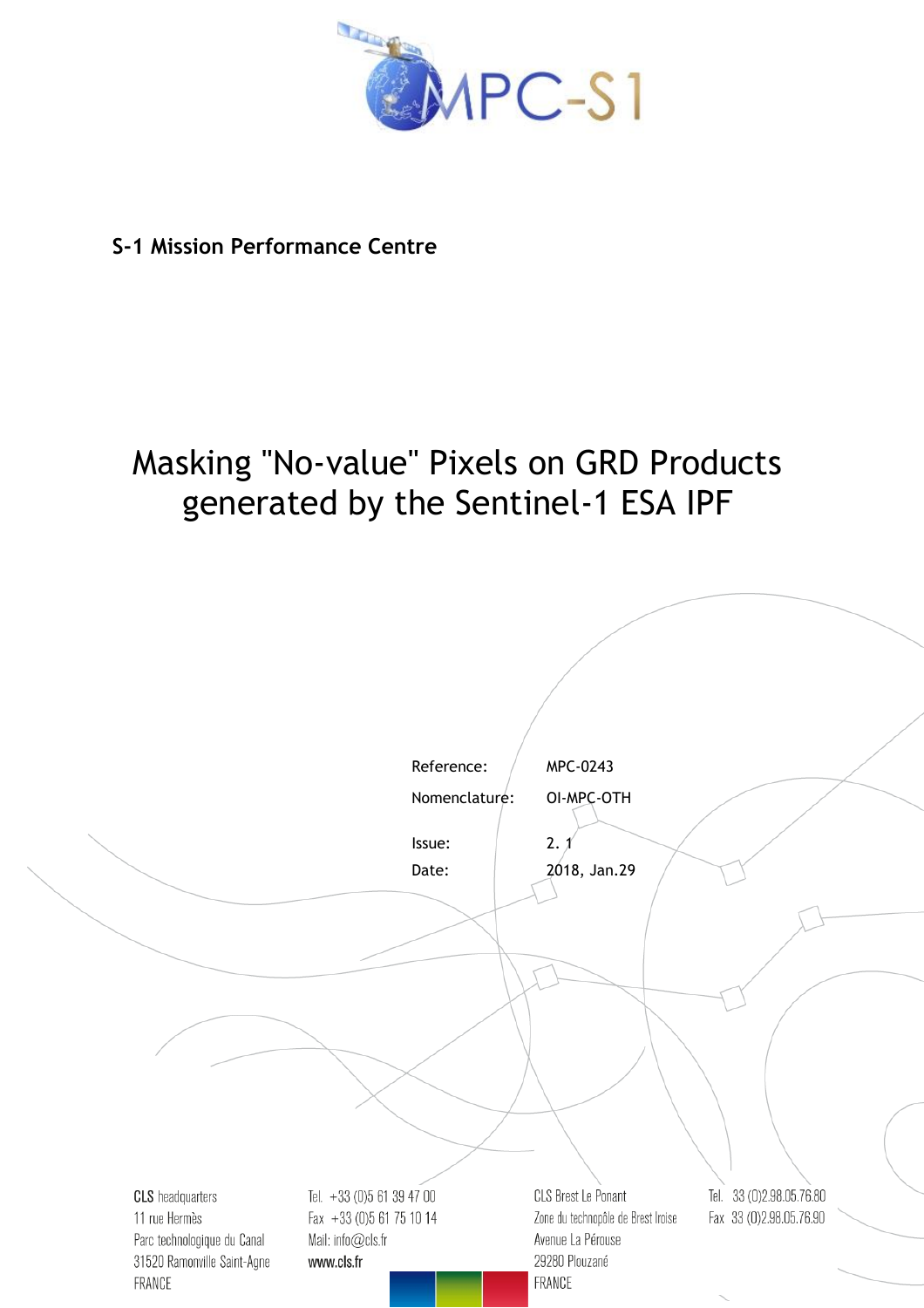**S-1 Mission Performance Centre**

# Masking "No-value" Pixels on GRD Products generated by the Sentinel-1 ESA IPF

| | |
|---|---|
| Reference: | MPC-0243 |
| Nomenclature: | OI-MPC-OTH |
| Issue: | 2. 1 |
| Date: | 2018, Jan.29 |

**CLS** headquarters
11 rue Hermès
Parc technologique du Canal
31520 Ramonville Saint-Agne
FRANCE

Tel. +33 (0)5 61 39 47 00
Fax +33 (0)5 61 75 10 14
Mail: info@cls.fr
www.cls.fr

CLS Brest Le Ponant
Zone du technopôle de Brest Iroise
Avenue La Pérouse
29280 Plouzané
FRANCE

Tel. 33 (0)2.98.05.76.80
Fax 33 (0)2.98.05.76.90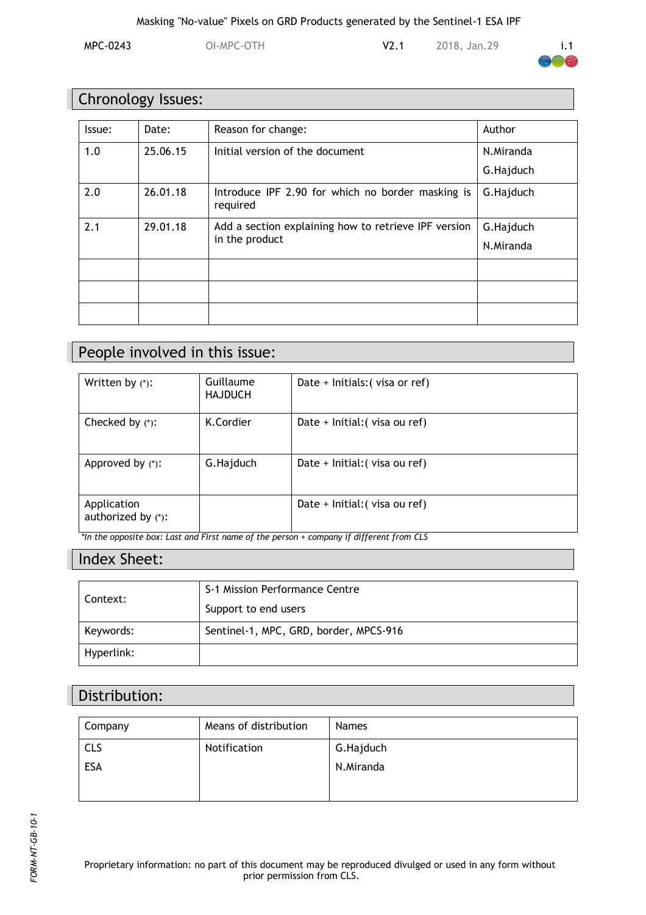## Chronology Issues:

| Issue: | Date: | Reason for change: | Author |
|---|---|---|---|
| 1.0 | 25.06.15 | Initial version of the document | N.Miranda<br>G.Hajduch |
| 2.0 | 26.01.18 | Introduce IPF 2.90 for which no border masking is required | G.Hajduch |
| 2.1 | 29.01.18 | Add a section explaining how to retrieve IPF version in the product | G.Hajduch<br>N.Miranda |
| | | | |
| | | | |
| | | | |

## People involved in this issue:

| | | |
|---|---|---|
| Written by (*): | Guillaume HAJDUCH | Date + Initials:( visa or ref) |
| Checked by (*): | K.Cordier | Date + Initial:( visa ou ref) |
| Approved by (*): | G.Hajduch | Date + Initial:( visa ou ref) |
| Application authorized by (*): | | Date + Initial:( visa ou ref) |

*\*In the opposite box: Last and First name of the person + company if different from CLS*

## Index Sheet:

| | |
|---|---|
| Context: | S-1 Mission Performance Centre<br>Support to end users |
| Keywords: | Sentinel-1, MPC, GRD, border, MPCS-916 |
| Hyperlink: | |

## Distribution:

| Company | Means of distribution | Names |
|---|---|---|
| CLS<br>ESA | Notification | G.Hajduch<br>N.Miranda |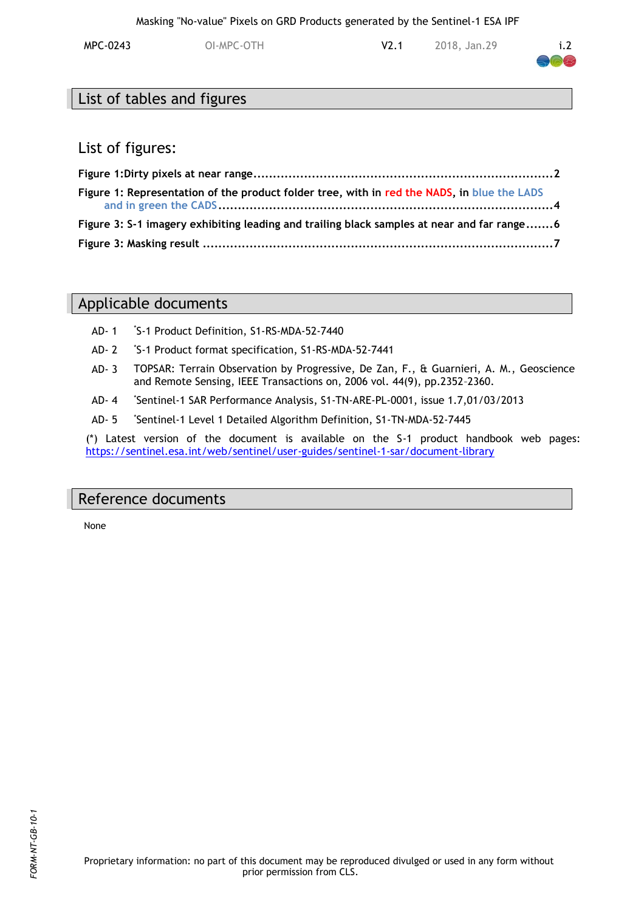# List of tables and figures

## List of figures:

**Figure 1:Dirty pixels at near range............................................................................2**

**Figure 1: Representation of the product folder tree, with in red the NADS, in blue the LADS and in green the CADS.......................................................................................4**

**Figure 3: S-1 imagery exhibiting leading and trailing black samples at near and far range.......6**

**Figure 3: Masking result ...........................................................................................7**

# Applicable documents

AD- 1 [*]S-1 Product Definition, S1-RS-MDA-52-7440

AD- 2 [*]S-1 Product format specification, S1-RS-MDA-52-7441

AD- 3 TOPSAR: Terrain Observation by Progressive, De Zan, F., & Guarnieri, A. M., Geoscience and Remote Sensing, IEEE Transactions on, 2006 vol. 44(9), pp.2352–2360.

AD- 4 [*]Sentinel-1 SAR Performance Analysis, S1-TN-ARE-PL-0001, issue 1.7,01/03/2013

AD- 5 [*]Sentinel-1 Level 1 Detailed Algorithm Definition, S1-TN-MDA-52-7445

(*) Latest version of the document is available on the S-1 product handbook web pages: https://sentinel.esa.int/web/sentinel/user-guides/sentinel-1-sar/document-library

# Reference documents

None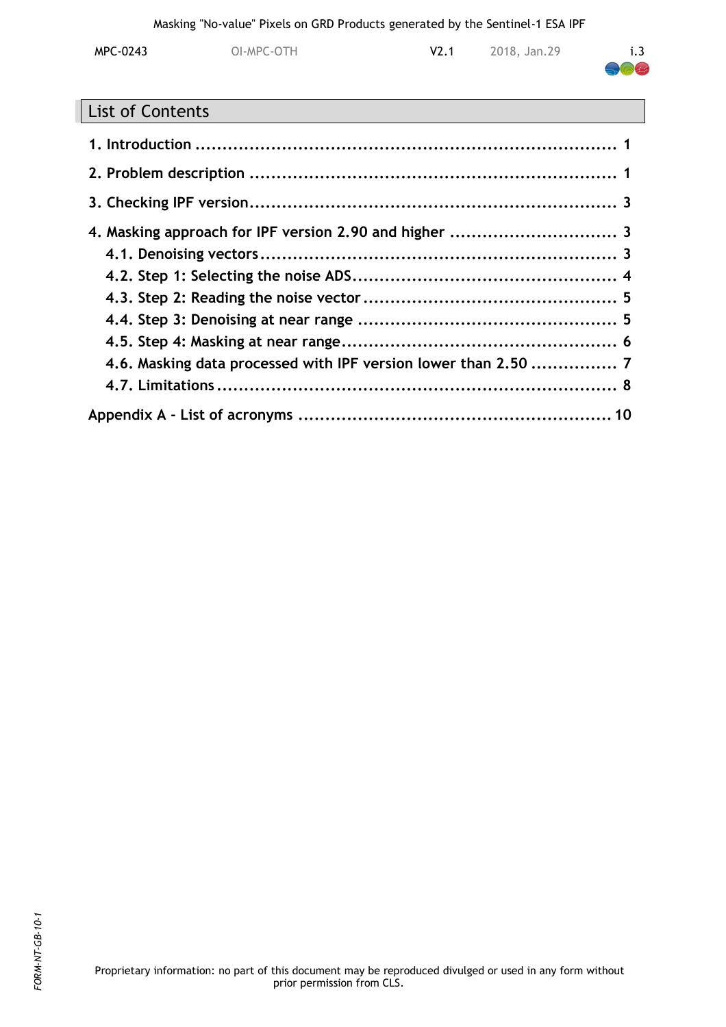## List of Contents

**1. Introduction ............................................................................ 1**

**2. Problem description .................................................................. 1**

**3. Checking IPF version.................................................................. 3**

**4. Masking approach for IPF version 2.90 and higher .............................. 3**

- **4.1. Denoising vectors................................................................ 3**
- **4.2. Step 1: Selecting the noise ADS................................................ 4**
- **4.3. Step 2: Reading the noise vector .............................................. 5**
- **4.4. Step 3: Denoising at near range ............................................... 5**
- **4.5. Step 4: Masking at near range.................................................. 6**
- **4.6. Masking data processed with IPF version lower than 2.50 ................ 7**
- **4.7. Limitations......................................................................... 8**

**Appendix A - List of acronyms ......................................................... 10**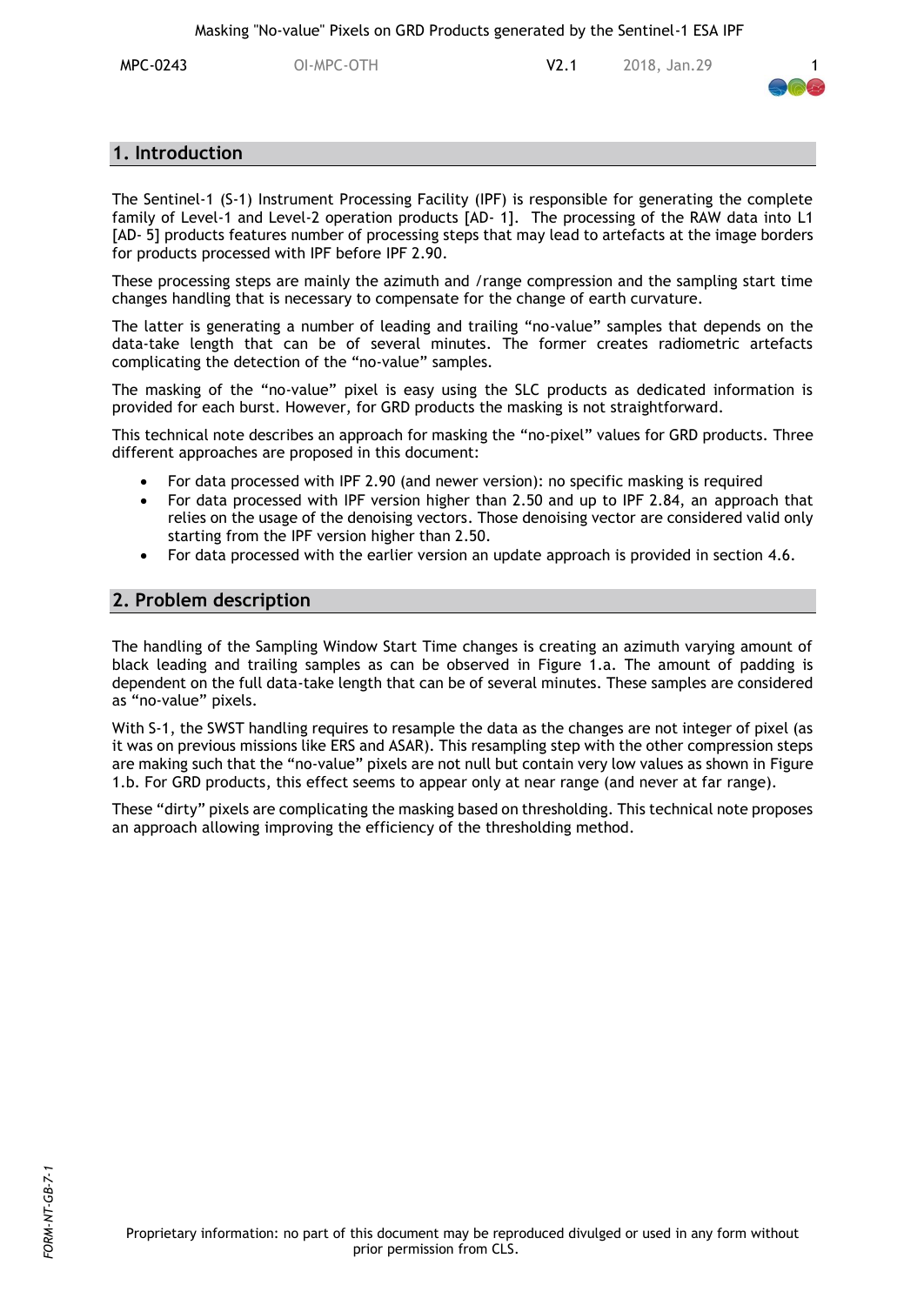## 1. Introduction

The Sentinel-1 (S-1) Instrument Processing Facility (IPF) is responsible for generating the complete family of Level-1 and Level-2 operation products [AD- 1]. The processing of the RAW data into L1 [AD- 5] products features number of processing steps that may lead to artefacts at the image borders for products processed with IPF before IPF 2.90.

These processing steps are mainly the azimuth and /range compression and the sampling start time changes handling that is necessary to compensate for the change of earth curvature.

The latter is generating a number of leading and trailing "no-value" samples that depends on the data-take length that can be of several minutes. The former creates radiometric artefacts complicating the detection of the "no-value" samples.

The masking of the "no-value" pixel is easy using the SLC products as dedicated information is provided for each burst. However, for GRD products the masking is not straightforward.

This technical note describes an approach for masking the "no-pixel" values for GRD products. Three different approaches are proposed in this document:

- For data processed with IPF 2.90 (and newer version): no specific masking is required
- For data processed with IPF version higher than 2.50 and up to IPF 2.84, an approach that relies on the usage of the denoising vectors. Those denoising vector are considered valid only starting from the IPF version higher than 2.50.
- For data processed with the earlier version an update approach is provided in section 4.6.

## 2. Problem description

The handling of the Sampling Window Start Time changes is creating an azimuth varying amount of black leading and trailing samples as can be observed in Figure 1.a. The amount of padding is dependent on the full data-take length that can be of several minutes. These samples are considered as "no-value" pixels.

With S-1, the SWST handling requires to resample the data as the changes are not integer of pixel (as it was on previous missions like ERS and ASAR). This resampling step with the other compression steps are making such that the "no-value" pixels are not null but contain very low values as shown in Figure 1.b. For GRD products, this effect seems to appear only at near range (and never at far range).

These "dirty" pixels are complicating the masking based on thresholding. This technical note proposes an approach allowing improving the efficiency of the thresholding method.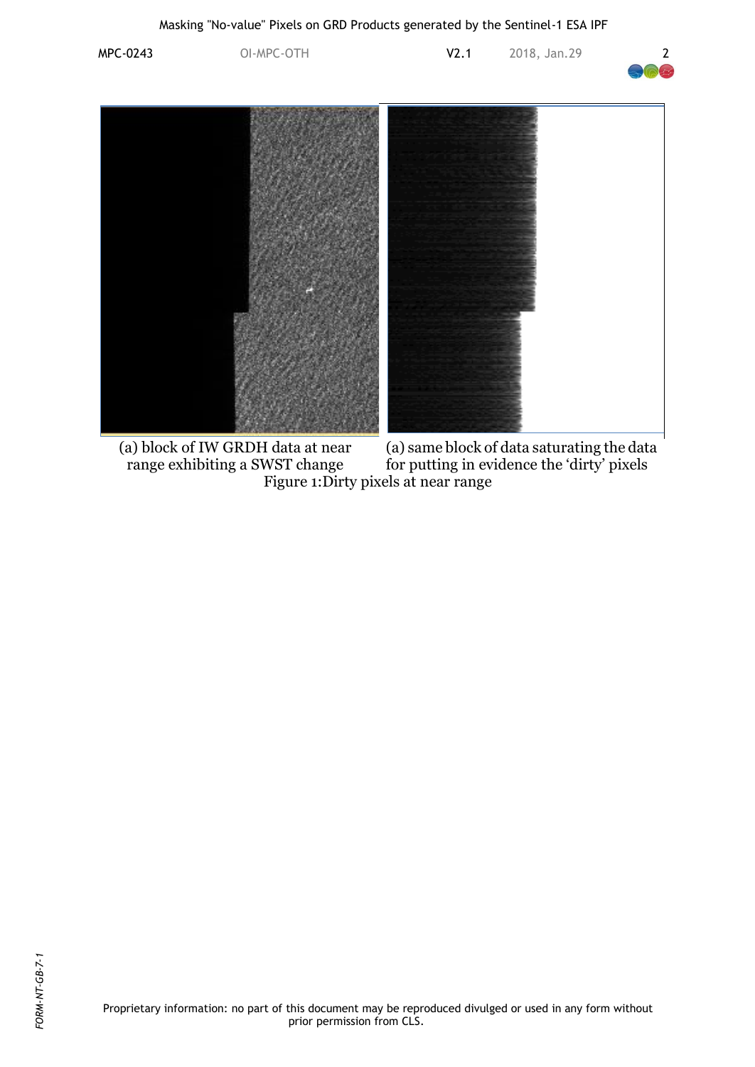(a) block of IW GRDH data at near range exhibiting a SWST change

(a) same block of data saturating the data for putting in evidence the 'dirty' pixels

Figure 1:Dirty pixels at near range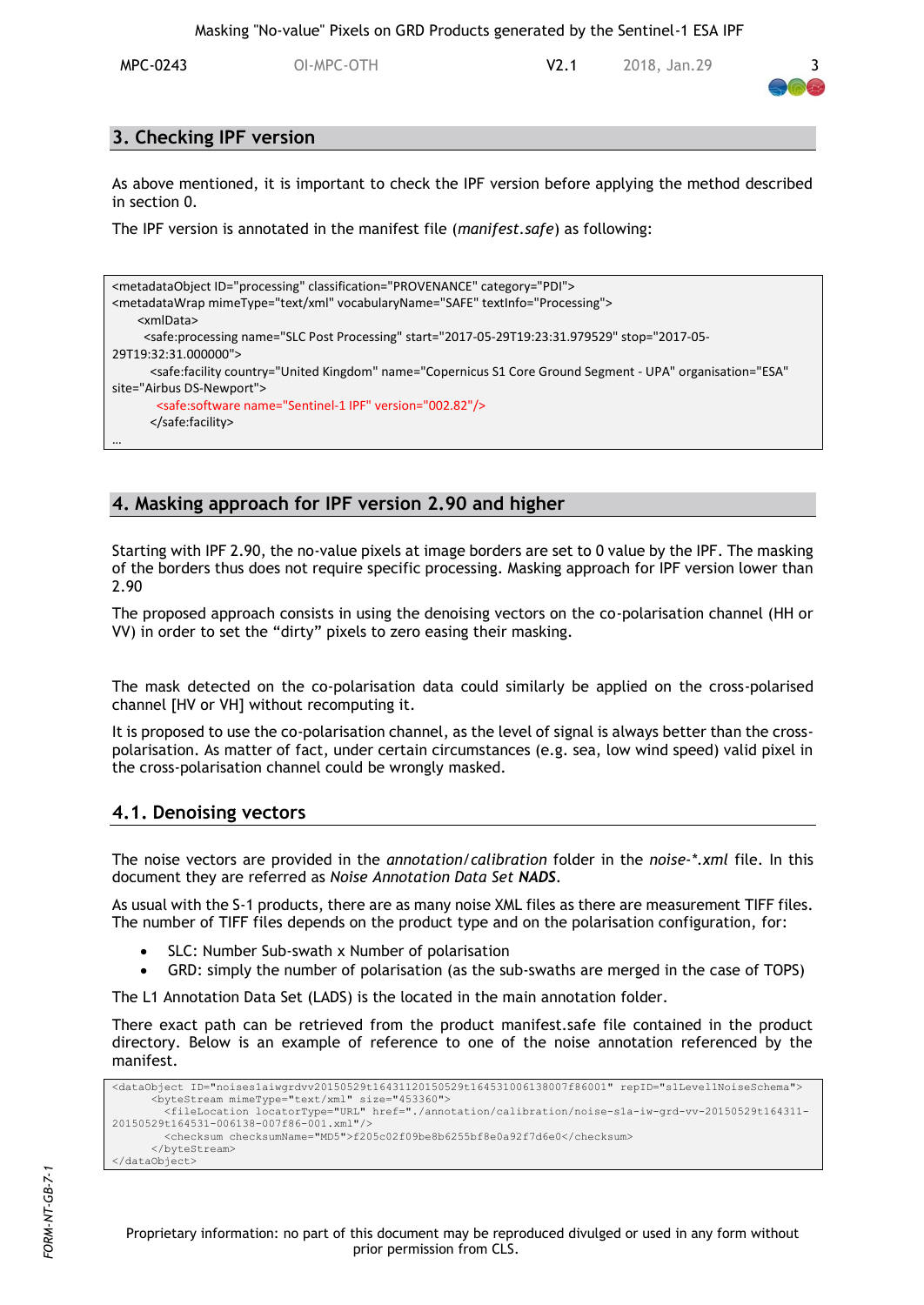## 3. Checking IPF version

As above mentioned, it is important to check the IPF version before applying the method described in section 0.

The IPF version is annotated in the manifest file (*manifest.safe*) as following:

```
<metadataObject ID="processing" classification="PROVENANCE" category="PDI">
<metadataWrap mimeType="text/xml" vocabularyName="SAFE" textInfo="Processing">
    <xmlData>
      <safe:processing name="SLC Post Processing" start="2017-05-29T19:23:31.979529" stop="2017-05-29T19:32:31.000000">
        <safe:facility country="United Kingdom" name="Copernicus S1 Core Ground Segment - UPA" organisation="ESA" site="Airbus DS-Newport">
          <safe:software name="Sentinel-1 IPF" version="002.82"/>
        </safe:facility>
…
```

## 4. Masking approach for IPF version 2.90 and higher

Starting with IPF 2.90, the no-value pixels at image borders are set to 0 value by the IPF. The masking of the borders thus does not require specific processing. Masking approach for IPF version lower than 2.90

The proposed approach consists in using the denoising vectors on the co-polarisation channel (HH or VV) in order to set the "dirty" pixels to zero easing their masking.

The mask detected on the co-polarisation data could similarly be applied on the cross-polarised channel [HV or VH] without recomputing it.

It is proposed to use the co-polarisation channel, as the level of signal is always better than the cross-polarisation. As matter of fact, under certain circumstances (e.g. sea, low wind speed) valid pixel in the cross-polarisation channel could be wrongly masked.

### 4.1. Denoising vectors

The noise vectors are provided in the *annotation/calibration* folder in the *noise-*.xml* file. In this document they are referred as *Noise Annotation Data Set* ***NADS***.

As usual with the S-1 products, there are as many noise XML files as there are measurement TIFF files. The number of TIFF files depends on the product type and on the polarisation configuration, for:

- SLC: Number Sub-swath x Number of polarisation
- GRD: simply the number of polarisation (as the sub-swaths are merged in the case of TOPS)

The L1 Annotation Data Set (LADS) is the located in the main annotation folder.

There exact path can be retrieved from the product manifest.safe file contained in the product directory. Below is an example of reference to one of the noise annotation referenced by the manifest.

```
<dataObject ID="noises1aiwgrdvv20150529t16431120150529t164531006138007f86001" repID="s1Level1NoiseSchema">
      <byteStream mimeType="text/xml" size="453360">
        <fileLocation locatorType="URL" href="./annotation/calibration/noise-s1a-iw-grd-vv-20150529t164311-20150529t164531-006138-007f86-001.xml"/>
        <checksum checksumName="MD5">f205c02f09be8b6255bf8e0a92f7d6e0</checksum>
      </byteStream>
</dataObject>
```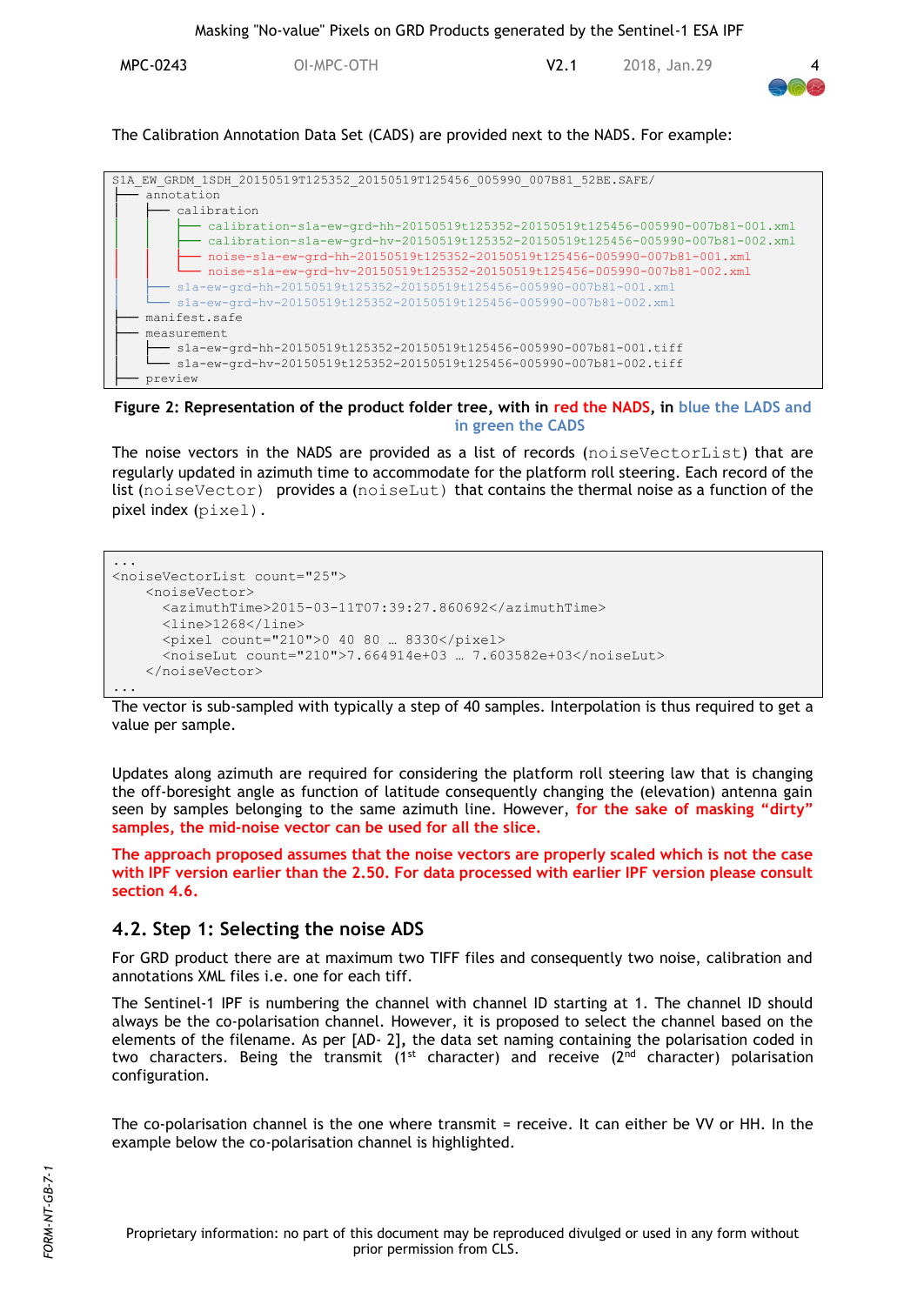The Calibration Annotation Data Set (CADS) are provided next to the NADS. For example:

```
S1A_EW_GRDM_1SDH_20150519T125352_20150519T125456_005990_007B81_52BE.SAFE/
├── annotation
│   ├── calibration
│   │   ├── calibration-s1a-ew-grd-hh-20150519t125352-20150519t125456-005990-007b81-001.xml
│   │   ├── calibration-s1a-ew-grd-hv-20150519t125352-20150519t125456-005990-007b81-002.xml
│   │   ├── noise-s1a-ew-grd-hh-20150519t125352-20150519t125456-005990-007b81-001.xml
│   │   └── noise-s1a-ew-grd-hv-20150519t125352-20150519t125456-005990-007b81-002.xml
│   ├── s1a-ew-grd-hh-20150519t125352-20150519t125456-005990-007b81-001.xml
│   └── s1a-ew-grd-hv-20150519t125352-20150519t125456-005990-007b81-002.xml
├── manifest.safe
├── measurement
│   ├── s1a-ew-grd-hh-20150519t125352-20150519t125456-005990-007b81-001.tiff
│   └── s1a-ew-grd-hv-20150519t125352-20150519t125456-005990-007b81-002.tiff
└── preview
```

**Figure 2: Representation of the product folder tree, with in red the NADS, in blue the LADS and in green the CADS**

The noise vectors in the NADS are provided as a list of records (noiseVectorList) that are regularly updated in azimuth time to accommodate for the platform roll steering. Each record of the list (noiseVector) provides a (noiseLut) that contains the thermal noise as a function of the pixel index (pixel).

```
...
<noiseVectorList count="25">
    <noiseVector>
      <azimuthTime>2015-03-11T07:39:27.860692</azimuthTime>
      <line>1268</line>
      <pixel count="210">0 40 80 … 8330</pixel>
      <noiseLut count="210">7.664914e+03 … 7.603582e+03</noiseLut>
    </noiseVector>
...
```

The vector is sub-sampled with typically a step of 40 samples. Interpolation is thus required to get a value per sample.

Updates along azimuth are required for considering the platform roll steering law that is changing the off-boresight angle as function of latitude consequently changing the (elevation) antenna gain seen by samples belonging to the same azimuth line. However, **for the sake of masking "dirty" samples, the mid-noise vector can be used for all the slice.**

**The approach proposed assumes that the noise vectors are properly scaled which is not the case with IPF version earlier than the 2.50. For data processed with earlier IPF version please consult section 4.6.**

## 4.2. Step 1: Selecting the noise ADS

For GRD product there are at maximum two TIFF files and consequently two noise, calibration and annotations XML files i.e. one for each tiff.

The Sentinel-1 IPF is numbering the channel with channel ID starting at 1. The channel ID should always be the co-polarisation channel. However, it is proposed to select the channel based on the elements of the filename. As per [AD- 2], the data set naming containing the polarisation coded in two characters. Being the transmit (1st character) and receive (2nd character) polarisation configuration.

The co-polarisation channel is the one where transmit = receive. It can either be VV or HH. In the example below the co-polarisation channel is highlighted.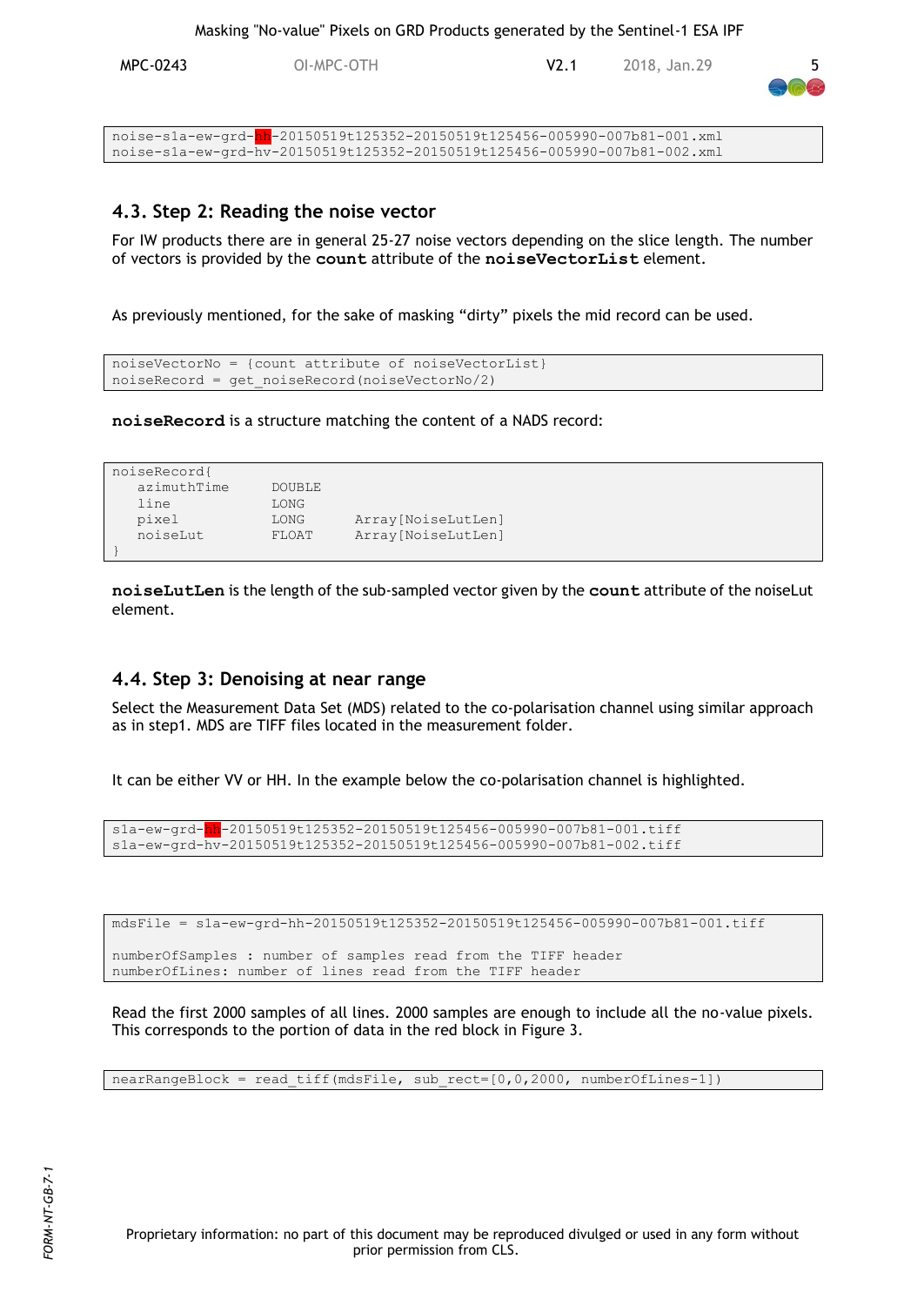```
noise-s1a-ew-grd-hh-20150519t125352-20150519t125456-005990-007b81-001.xml
noise-s1a-ew-grd-hv-20150519t125352-20150519t125456-005990-007b81-002.xml
```

## 4.3. Step 2: Reading the noise vector

For IW products there are in general 25-27 noise vectors depending on the slice length. The number of vectors is provided by the **count** attribute of the **noiseVectorList** element.

As previously mentioned, for the sake of masking "dirty" pixels the mid record can be used.

```
noiseVectorNo = {count attribute of noiseVectorList}
noiseRecord = get_noiseRecord(noiseVectorNo/2)
```

**noiseRecord** is a structure matching the content of a NADS record:

```
noiseRecord{
    azimuthTime     DOUBLE
    line            LONG
    pixel           LONG        Array[NoiseLutLen]
    noiseLut        FLOAT       Array[NoiseLutLen]
}
```

**noiseLutLen** is the length of the sub-sampled vector given by the **count** attribute of the noiseLut element.

## 4.4. Step 3: Denoising at near range

Select the Measurement Data Set (MDS) related to the co-polarisation channel using similar approach as in step1. MDS are TIFF files located in the measurement folder.

It can be either VV or HH. In the example below the co-polarisation channel is highlighted.

```
s1a-ew-grd-hh-20150519t125352-20150519t125456-005990-007b81-001.tiff
s1a-ew-grd-hv-20150519t125352-20150519t125456-005990-007b81-002.tiff
```

```
mdsFile = s1a-ew-grd-hh-20150519t125352-20150519t125456-005990-007b81-001.tiff

numberOfSamples : number of samples read from the TIFF header
numberOfLines: number of lines read from the TIFF header
```

Read the first 2000 samples of all lines. 2000 samples are enough to include all the no-value pixels. This corresponds to the portion of data in the red block in Figure 3.

```
nearRangeBlock = read_tiff(mdsFile, sub_rect=[0,0,2000, numberOfLines-1])
```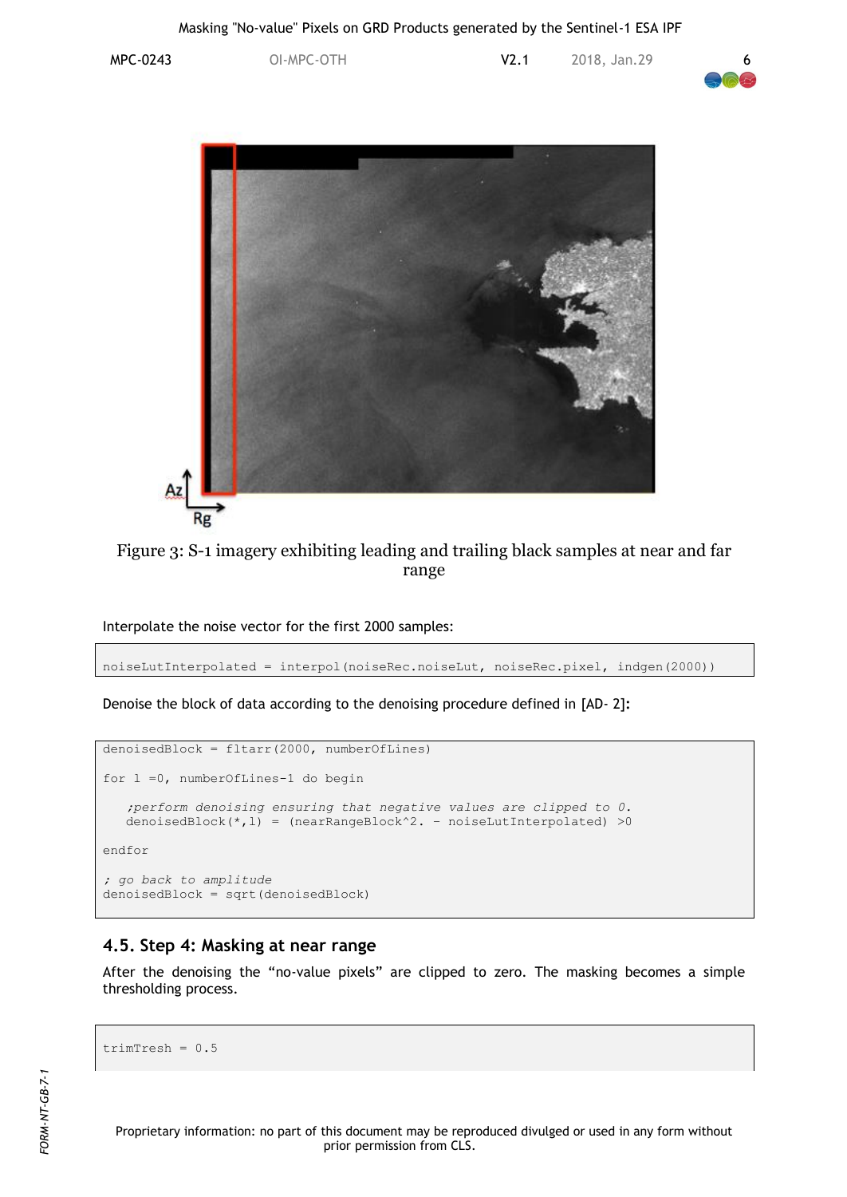Figure 3: S-1 imagery exhibiting leading and trailing black samples at near and far range

Interpolate the noise vector for the first 2000 samples:

```
noiseLutInterpolated = interpol(noiseRec.noiseLut, noiseRec.pixel, indgen(2000))
```

Denoise the block of data according to the denoising procedure defined in [AD- 2]:

```
denoisedBlock = fltarr(2000, numberOfLines)

for l =0, numberOfLines-1 do begin

   ;perform denoising ensuring that negative values are clipped to 0.
   denoisedBlock(*,l) = (nearRangeBlock^2. - noiseLutInterpolated) >0

endfor

; go back to amplitude
denoisedBlock = sqrt(denoisedBlock)
```

### 4.5. Step 4: Masking at near range

After the denoising the “no-value pixels” are clipped to zero. The masking becomes a simple thresholding process.

```
trimTresh = 0.5
```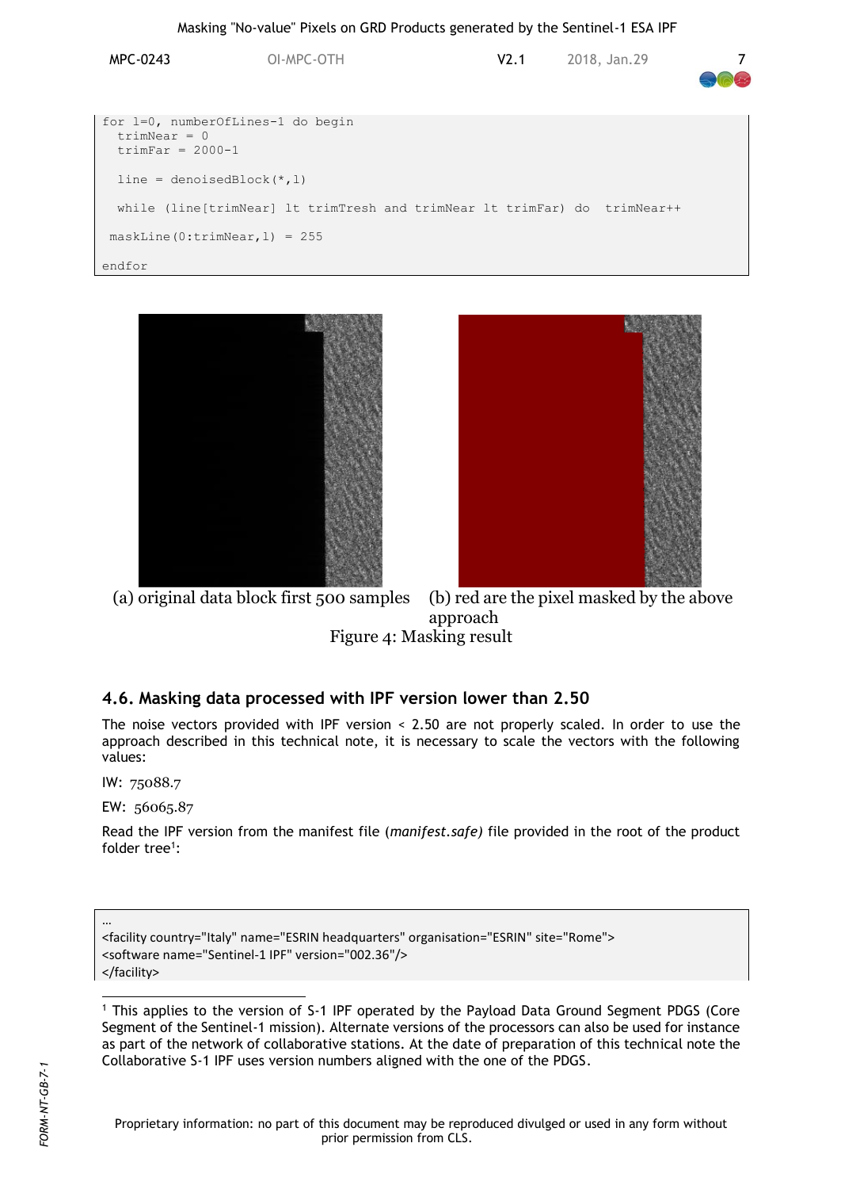```
for l=0, numberOfLines-1 do begin
  trimNear = 0
  trimFar = 2000-1

  line = denoisedBlock(*,l)

  while (line[trimNear] lt trimTresh and trimNear lt trimFar) do  trimNear++

 maskLine(0:trimNear,l) = 255

endfor
```

(a) original data block first 500 samples (b) red are the pixel masked by the above approach

Figure 4: Masking result

## 4.6. Masking data processed with IPF version lower than 2.50

The noise vectors provided with IPF version < 2.50 are not properly scaled. In order to use the approach described in this technical note, it is necessary to scale the vectors with the following values:

IW: 75088.7

EW: 56065.87

Read the IPF version from the manifest file (*manifest.safe)* file provided in the root of the product folder tree[1]:

```
…
<facility country="Italy" name="ESRIN headquarters" organisation="ESRIN" site="Rome">
<software name="Sentinel-1 IPF" version="002.36"/>
</facility>
```

[1] This applies to the version of S-1 IPF operated by the Payload Data Ground Segment PDGS (Core Segment of the Sentinel-1 mission). Alternate versions of the processors can also be used for instance as part of the network of collaborative stations. At the date of preparation of this technical note the Collaborative S-1 IPF uses version numbers aligned with the one of the PDGS.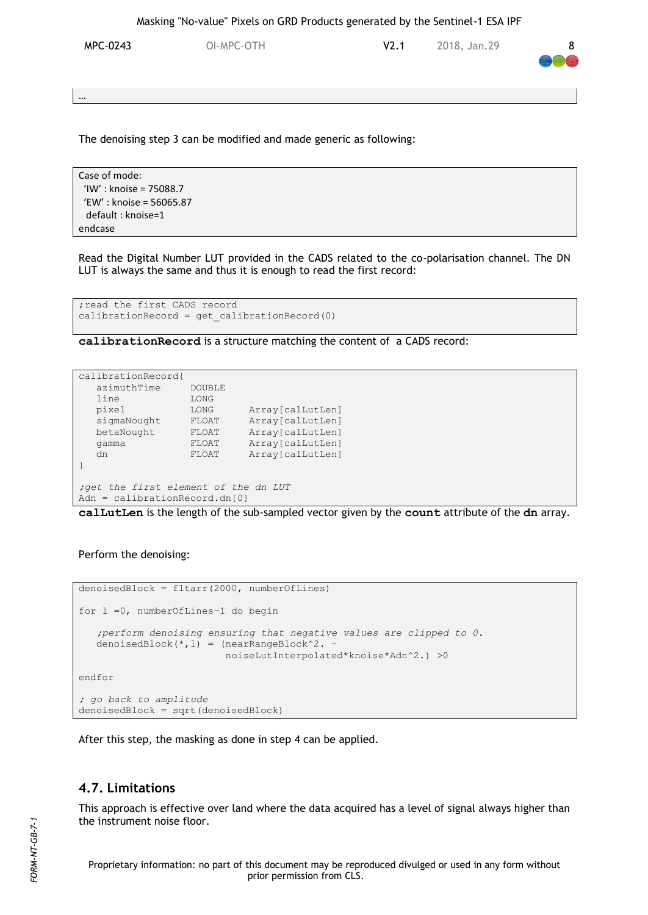```
…
```

The denoising step 3 can be modified and made generic as following:

```
Case of mode:
 'IW' : knoise = 75088.7
 'EW' : knoise = 56065.87
  default : knoise=1
endcase
```

Read the Digital Number LUT provided in the CADS related to the co-polarisation channel. The DN LUT is always the same and thus it is enough to read the first record:

```
;read the first CADS record
calibrationRecord = get_calibrationRecord(0)
```

**calibrationRecord** is a structure matching the content of a CADS record:

```
calibrationRecord{
   azimuthTime      DOUBLE
   line             LONG
   pixel            LONG      Array[calLutLen]
   sigmaNought      FLOAT     Array[calLutLen]
   betaNought       FLOAT     Array[calLutLen]
   gamma            FLOAT     Array[calLutLen]
   dn               FLOAT     Array[calLutLen]
}

;get the first element of the dn LUT
Adn = calibrationRecord.dn[0]
```

**calLutLen** is the length of the sub-sampled vector given by the **count** attribute of the **dn** array.

Perform the denoising:

```
denoisedBlock = fltarr(2000, numberOfLines)

for l =0, numberOfLines-1 do begin

   ;perform denoising ensuring that negative values are clipped to 0.
   denoisedBlock(*,l) = (nearRangeBlock^2. -
                         noiseLutInterpolated*knoise*Adn^2.) >0

endfor

; go back to amplitude
denoisedBlock = sqrt(denoisedBlock)
```

After this step, the masking as done in step 4 can be applied.

## 4.7. Limitations

This approach is effective over land where the data acquired has a level of signal always higher than the instrument noise floor.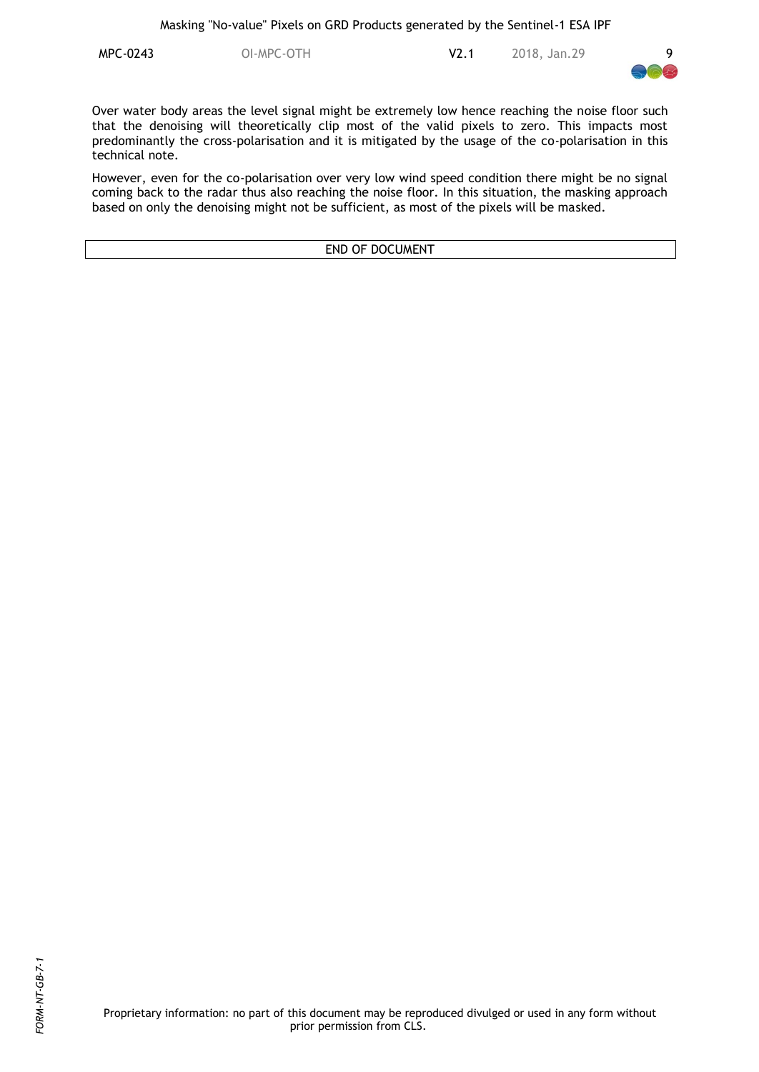Over water body areas the level signal might be extremely low hence reaching the noise floor such that the denoising will theoretically clip most of the valid pixels to zero. This impacts most predominantly the cross-polarisation and it is mitigated by the usage of the co-polarisation in this technical note.

However, even for the co-polarisation over very low wind speed condition there might be no signal coming back to the radar thus also reaching the noise floor. In this situation, the masking approach based on only the denoising might not be sufficient, as most of the pixels will be masked.

| END OF DOCUMENT |
|---|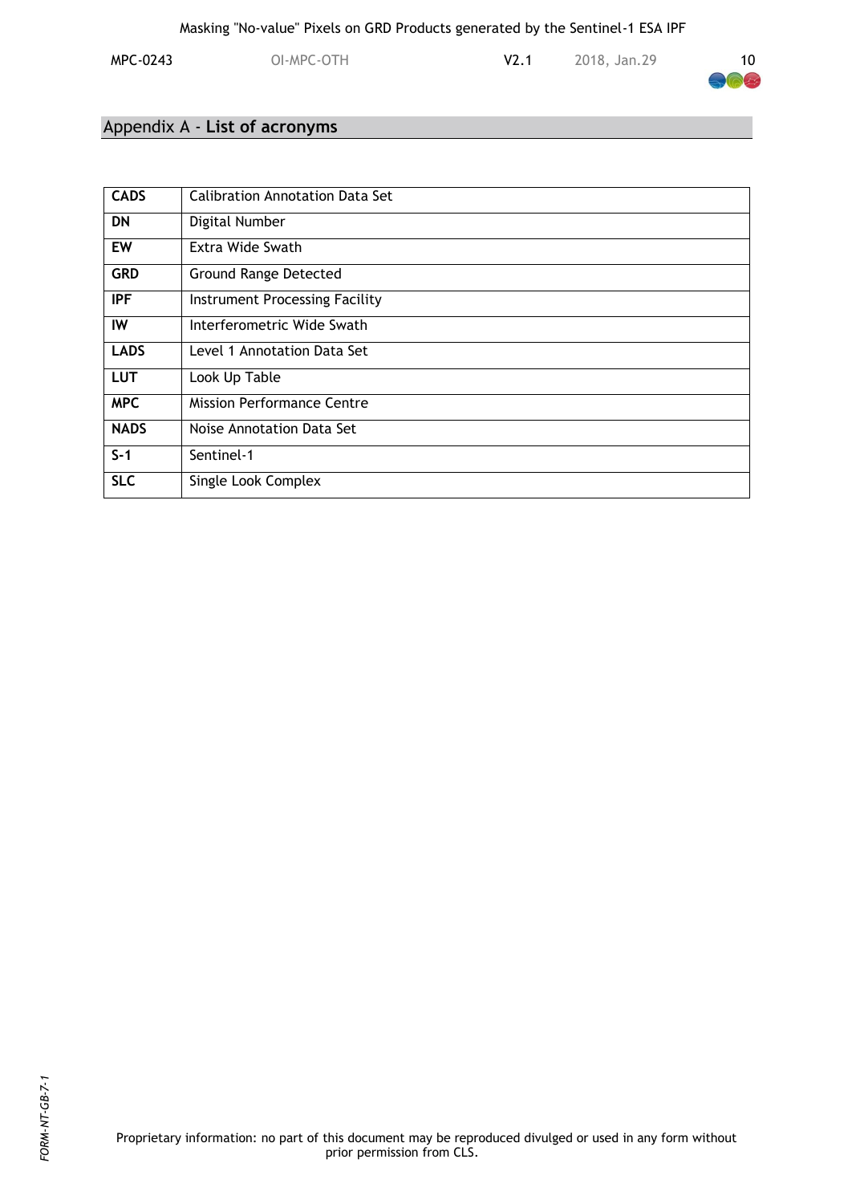# Appendix A - **List of acronyms**

| | |
|---|---|
| **CADS** | Calibration Annotation Data Set |
| **DN** | Digital Number |
| **EW** | Extra Wide Swath |
| **GRD** | Ground Range Detected |
| **IPF** | Instrument Processing Facility |
| **IW** | Interferometric Wide Swath |
| **LADS** | Level 1 Annotation Data Set |
| **LUT** | Look Up Table |
| **MPC** | Mission Performance Centre |
| **NADS** | Noise Annotation Data Set |
| **S-1** | Sentinel-1 |
| **SLC** | Single Look Complex |